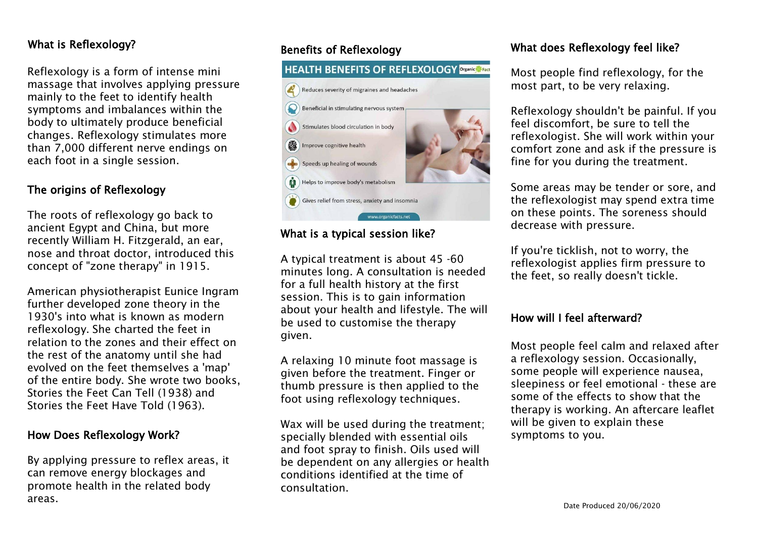## What is Reflexology?

Reflexology is a form of intense mini massage that involves applying pressure mainly to the feet to identify health symptoms and imbalances within the body to ultimately produce beneficial changes. Reflexology stimulates more than 7,000 different nerve endings on each foot in a single session.

## The origins of Reflexology

The roots of reflexology go back to ancient Egypt and China, but more recently William H. Fitzgerald, an ear, nose and throat doctor, introduced this concept of "zone therapy" in 1915.

American physiotherapist Eunice Ingram further developed zone theory in the 1930's into what is known as modern reflexology. She charted the feet in relation to the zones and their effect on the rest of the anatomy until she had evolved on the feet themselves a 'map' of the entire body. She wrote two books, Stories the Feet Can Tell (1938) and Stories the Feet Have Told (1963).

## How Does Reflexology Work?

By applying pressure to reflex areas, it can remove energy blockages and promote health in the related body areas.

## Benefits of Reflexology

**HEALTH BENEFITS OF REFLEXOLOGY**

- Reduces severity of migraines and headaches
- Beneficial in stimulating nervous system
- Stimulates blood circulation in body
- Improve cognitive health
- Speeds up healing of wounds
- Helps to improve body's metabolism
- Gives relief from stress, anxiety and insomnia

www.organicfacts.net

## What is a typical session like?

A typical treatment is about 45 -60 minutes long. A consultation is needed for a full health history at the first session. This is to gain information about your health and lifestyle. The will be used to customise the therapy given.

A relaxing 10 minute foot massage is given before the treatment. Finger or thumb pressure is then applied to the foot using reflexology techniques.

Wax will be used during the treatment; specially blended with essential oils and foot spray to finish. Oils used will be dependent on any allergies or health conditions identified at the time of consultation.

## What does Reflexology feel like?

Most people find reflexology, for the most part, to be very relaxing.

Reflexology shouldn't be painful. If you feel discomfort, be sure to tell the reflexologist. She will work within your comfort zone and ask if the pressure is fine for you during the treatment.

Some areas may be tender or sore, and the reflexologist may spend extra time on these points. The soreness should decrease with pressure.

If you're ticklish, not to worry, the reflexologist applies firm pressure to the feet, so really doesn't tickle.

## How will I feel afterward?

Most people feel calm and relaxed after a reflexology session. Occasionally, some people will experience nausea, sleepiness or feel emotional - these are some of the effects to show that the therapy is working. An aftercare leaflet will be given to explain these symptoms to you.

Date Produced 20/06/2020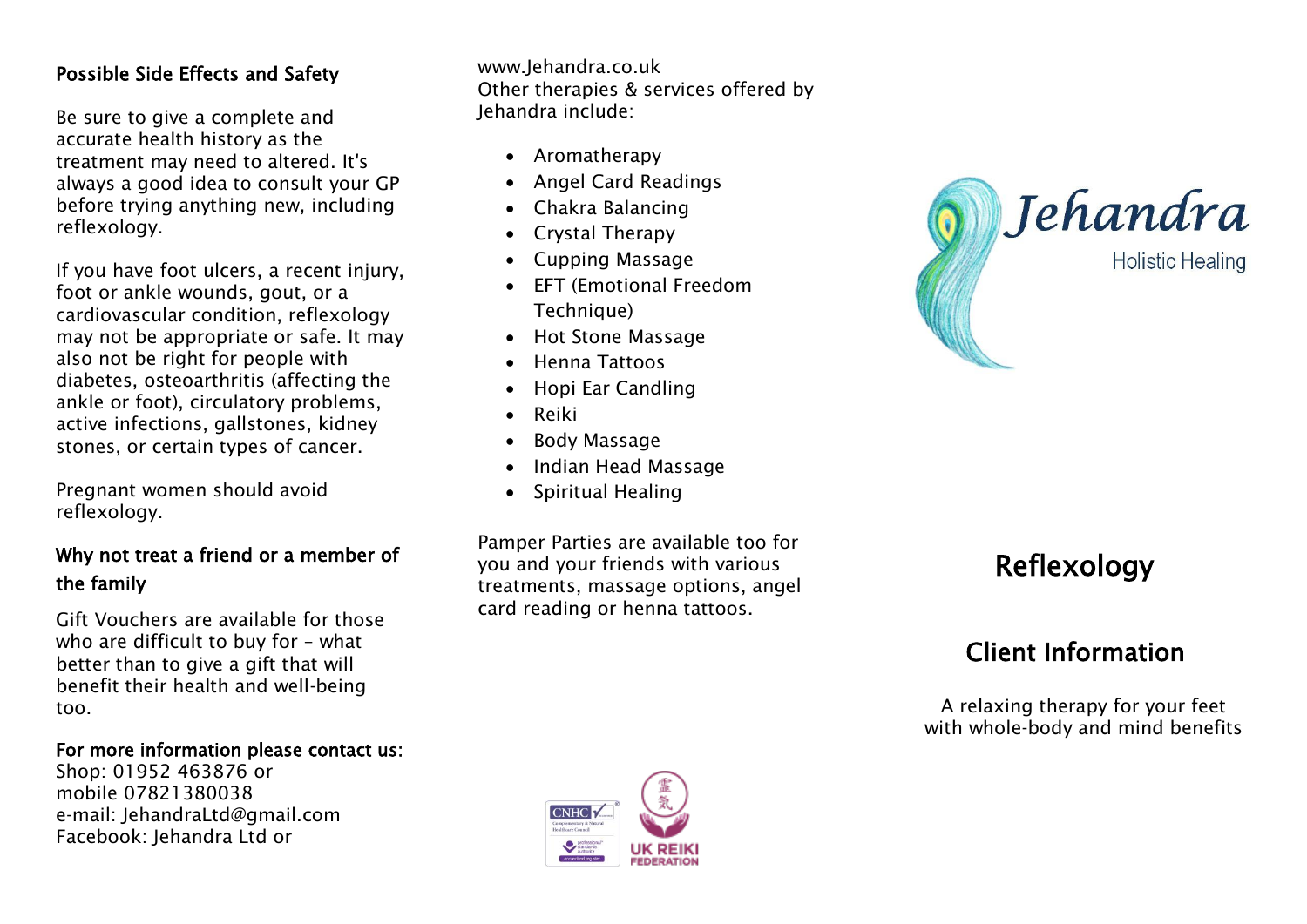## Possible Side Effects and Safety

Be sure to give a complete and accurate health history as the treatment may need to altered. It's always a good idea to consult your GP before trying anything new, including reflexology.

If you have foot ulcers, a recent injury, foot or ankle wounds, gout, or a cardiovascular condition, reflexology may not be appropriate or safe. It may also not be right for people with diabetes, osteoarthritis (affecting the ankle or foot), circulatory problems, active infections, gallstones, kidney stones, or certain types of cancer.

Pregnant women should avoid reflexology.

## Why not treat a friend or a member of the family

Gift Vouchers are available for those who are difficult to buy for – what better than to give a gift that will benefit their health and well-being too.

**For more information please contact us:**
Shop: 01952 463876 or
mobile 07821380038
e-mail: JehandraLtd@gmail.com
Facebook: Jehandra Ltd or

www.Jehandra.co.uk
Other therapies & services offered by Jehandra include:

- Aromatherapy
- Angel Card Readings
- Chakra Balancing
- Crystal Therapy
- Cupping Massage
- EFT (Emotional Freedom Technique)
- Hot Stone Massage
- Henna Tattoos
- Hopi Ear Candling
- Reiki
- Body Massage
- Indian Head Massage
- Spiritual Healing

Pamper Parties are available too for you and your friends with various treatments, massage options, angel card reading or henna tattoos.

CNHC Complementary & Natural Healthcare Council
UK REIKI FEDERATION

Jehandra
Holistic Healing

# Reflexology

## Client Information

A relaxing therapy for your feet with whole-body and mind benefits